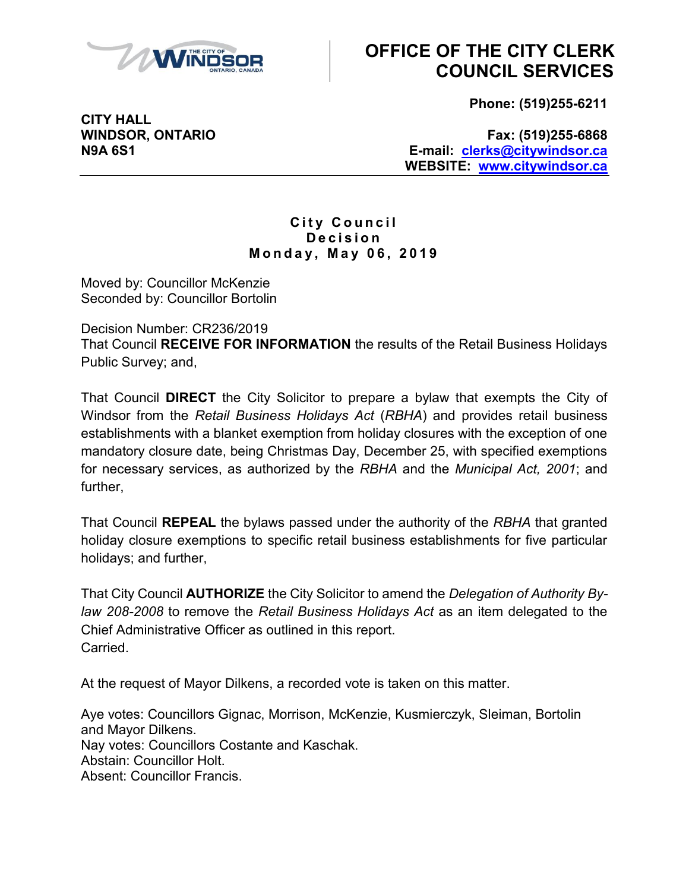# OFFICE OF THE CITY CLERK COUNCIL SERVICES

**CITY HALL**
**WINDSOR, ONTARIO**
**N9A 6S1**

**Phone: (519)255-6211**

**Fax: (519)255-6868**
**E-mail: clerks@citywindsor.ca**
**WEBSITE: www.citywindsor.ca**

---

**City Council**
**Decision**
**Monday, May 06, 2019**

Moved by: Councillor McKenzie
Seconded by: Councillor Bortolin

Decision Number: CR236/2019
That Council **RECEIVE FOR INFORMATION** the results of the Retail Business Holidays Public Survey; and,

That Council **DIRECT** the City Solicitor to prepare a bylaw that exempts the City of Windsor from the *Retail Business Holidays Act* (*RBHA*) and provides retail business establishments with a blanket exemption from holiday closures with the exception of one mandatory closure date, being Christmas Day, December 25, with specified exemptions for necessary services, as authorized by the *RBHA* and the *Municipal Act, 2001*; and further,

That Council **REPEAL** the bylaws passed under the authority of the *RBHA* that granted holiday closure exemptions to specific retail business establishments for five particular holidays; and further,

That City Council **AUTHORIZE** the City Solicitor to amend the *Delegation of Authority By-law 208-2008* to remove the *Retail Business Holidays Act* as an item delegated to the Chief Administrative Officer as outlined in this report.
Carried.

At the request of Mayor Dilkens, a recorded vote is taken on this matter.

Aye votes: Councillors Gignac, Morrison, McKenzie, Kusmierczyk, Sleiman, Bortolin and Mayor Dilkens.
Nay votes: Councillors Costante and Kaschak.
Abstain: Councillor Holt.
Absent: Councillor Francis.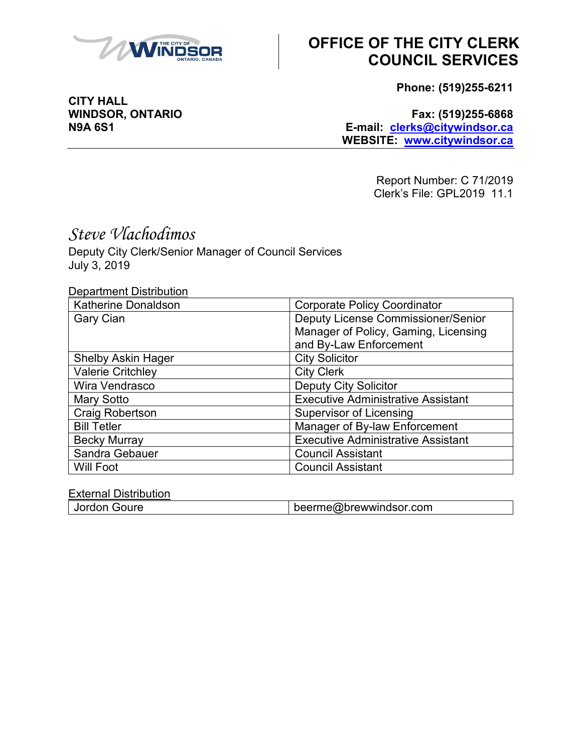# OFFICE OF THE CITY CLERK
# COUNCIL SERVICES

**Phone: (519)255-6211**

**CITY HALL**
**WINDSOR, ONTARIO**
**N9A 6S1**

**Fax: (519)255-6868**
**E-mail: clerks@citywindsor.ca**
**WEBSITE: www.citywindsor.ca**

Report Number: C 71/2019
Clerk's File: GPL2019 11.1

*Steve Vlachodimos*
Deputy City Clerk/Senior Manager of Council Services
July 3, 2019

Department Distribution

| | |
|---|---|
| Katherine Donaldson | Corporate Policy Coordinator |
| Gary Cian | Deputy License Commissioner/Senior Manager of Policy, Gaming, Licensing and By-Law Enforcement |
| Shelby Askin Hager | City Solicitor |
| Valerie Critchley | City Clerk |
| Wira Vendrasco | Deputy City Solicitor |
| Mary Sotto | Executive Administrative Assistant |
| Craig Robertson | Supervisor of Licensing |
| Bill Tetler | Manager of By-law Enforcement |
| Becky Murray | Executive Administrative Assistant |
| Sandra Gebauer | Council Assistant |
| Will Foot | Council Assistant |

External Distribution

| | |
|---|---|
| Jordon Goure | beerme@brewwindsor.com |